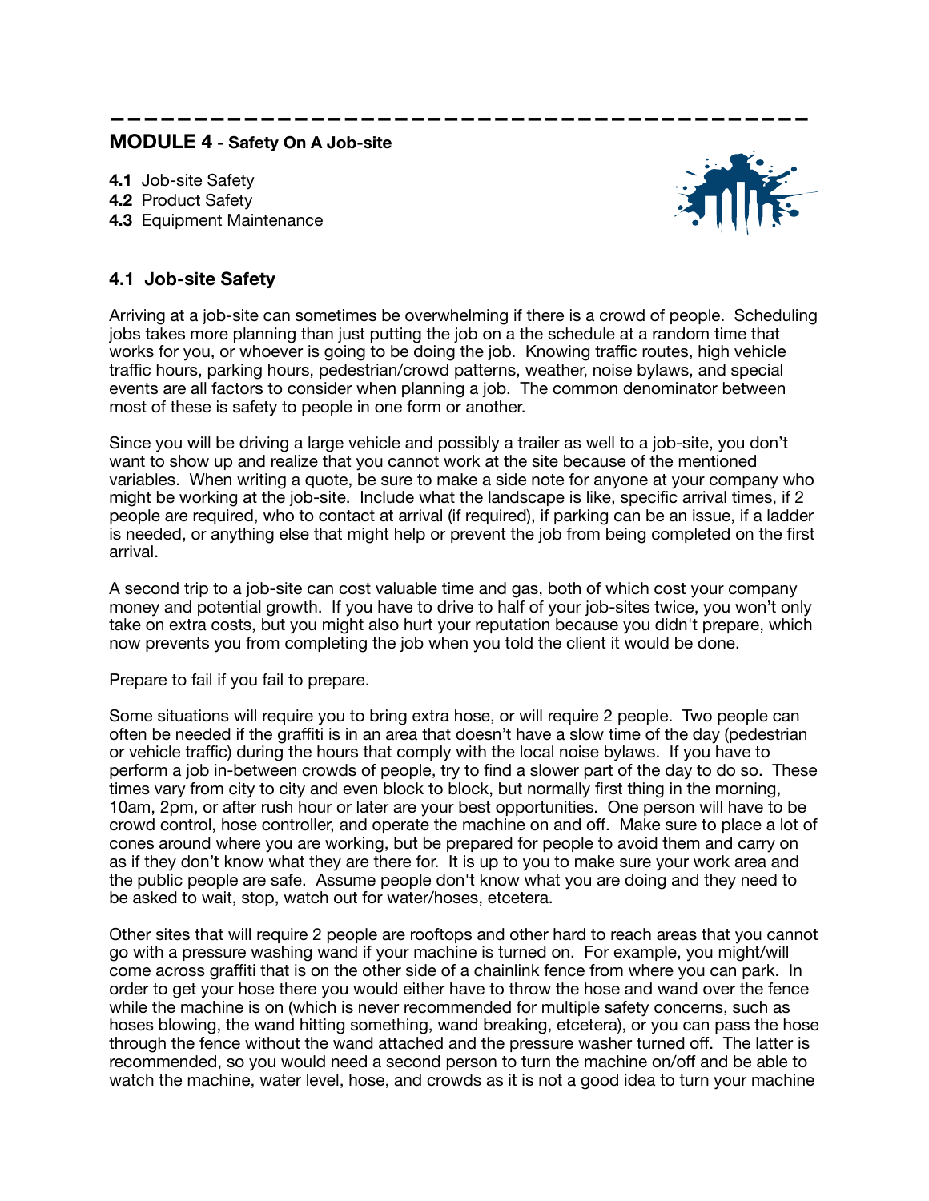## MODULE 4 - Safety On A Job-site

**4.1** Job-site Safety
**4.2** Product Safety
**4.3** Equipment Maintenance

### 4.1 Job-site Safety

Arriving at a job-site can sometimes be overwhelming if there is a crowd of people. Scheduling jobs takes more planning than just putting the job on a the schedule at a random time that works for you, or whoever is going to be doing the job. Knowing traffic routes, high vehicle traffic hours, parking hours, pedestrian/crowd patterns, weather, noise bylaws, and special events are all factors to consider when planning a job. The common denominator between most of these is safety to people in one form or another.

Since you will be driving a large vehicle and possibly a trailer as well to a job-site, you don't want to show up and realize that you cannot work at the site because of the mentioned variables. When writing a quote, be sure to make a side note for anyone at your company who might be working at the job-site. Include what the landscape is like, specific arrival times, if 2 people are required, who to contact at arrival (if required), if parking can be an issue, if a ladder is needed, or anything else that might help or prevent the job from being completed on the first arrival.

A second trip to a job-site can cost valuable time and gas, both of which cost your company money and potential growth. If you have to drive to half of your job-sites twice, you won't only take on extra costs, but you might also hurt your reputation because you didn't prepare, which now prevents you from completing the job when you told the client it would be done.

Prepare to fail if you fail to prepare.

Some situations will require you to bring extra hose, or will require 2 people. Two people can often be needed if the graffiti is in an area that doesn't have a slow time of the day (pedestrian or vehicle traffic) during the hours that comply with the local noise bylaws. If you have to perform a job in-between crowds of people, try to find a slower part of the day to do so. These times vary from city to city and even block to block, but normally first thing in the morning, 10am, 2pm, or after rush hour or later are your best opportunities. One person will have to be crowd control, hose controller, and operate the machine on and off. Make sure to place a lot of cones around where you are working, but be prepared for people to avoid them and carry on as if they don't know what they are there for. It is up to you to make sure your work area and the public people are safe. Assume people don't know what you are doing and they need to be asked to wait, stop, watch out for water/hoses, etcetera.

Other sites that will require 2 people are rooftops and other hard to reach areas that you cannot go with a pressure washing wand if your machine is turned on. For example, you might/will come across graffiti that is on the other side of a chainlink fence from where you can park. In order to get your hose there you would either have to throw the hose and wand over the fence while the machine is on (which is never recommended for multiple safety concerns, such as hoses blowing, the wand hitting something, wand breaking, etcetera), or you can pass the hose through the fence without the wand attached and the pressure washer turned off. The latter is recommended, so you would need a second person to turn the machine on/off and be able to watch the machine, water level, hose, and crowds as it is not a good idea to turn your machine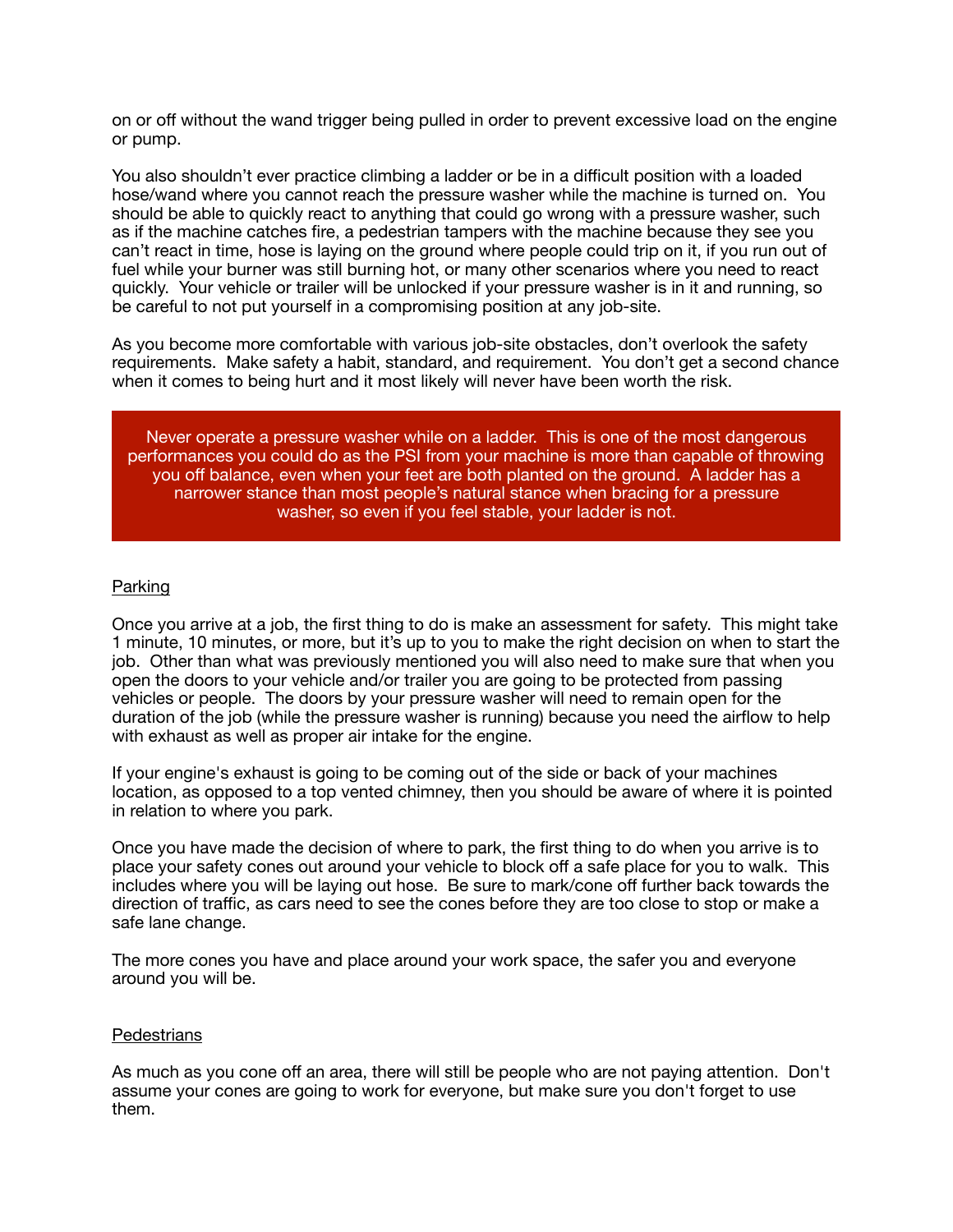on or off without the wand trigger being pulled in order to prevent excessive load on the engine or pump.

You also shouldn't ever practice climbing a ladder or be in a difficult position with a loaded hose/wand where you cannot reach the pressure washer while the machine is turned on. You should be able to quickly react to anything that could go wrong with a pressure washer, such as if the machine catches fire, a pedestrian tampers with the machine because they see you can't react in time, hose is laying on the ground where people could trip on it, if you run out of fuel while your burner was still burning hot, or many other scenarios where you need to react quickly. Your vehicle or trailer will be unlocked if your pressure washer is in it and running, so be careful to not put yourself in a compromising position at any job-site.

As you become more comfortable with various job-site obstacles, don't overlook the safety requirements. Make safety a habit, standard, and requirement. You don't get a second chance when it comes to being hurt and it most likely will never have been worth the risk.

> Never operate a pressure washer while on a ladder. This is one of the most dangerous performances you could do as the PSI from your machine is more than capable of throwing you off balance, even when your feet are both planted on the ground. A ladder has a narrower stance than most people's natural stance when bracing for a pressure washer, so even if you feel stable, your ladder is not.

<u>Parking</u>

Once you arrive at a job, the first thing to do is make an assessment for safety. This might take 1 minute, 10 minutes, or more, but it's up to you to make the right decision on when to start the job. Other than what was previously mentioned you will also need to make sure that when you open the doors to your vehicle and/or trailer you are going to be protected from passing vehicles or people. The doors by your pressure washer will need to remain open for the duration of the job (while the pressure washer is running) because you need the airflow to help with exhaust as well as proper air intake for the engine.

If your engine's exhaust is going to be coming out of the side or back of your machines location, as opposed to a top vented chimney, then you should be aware of where it is pointed in relation to where you park.

Once you have made the decision of where to park, the first thing to do when you arrive is to place your safety cones out around your vehicle to block off a safe place for you to walk. This includes where you will be laying out hose. Be sure to mark/cone off further back towards the direction of traffic, as cars need to see the cones before they are too close to stop or make a safe lane change.

The more cones you have and place around your work space, the safer you and everyone around you will be.

<u>Pedestrians</u>

As much as you cone off an area, there will still be people who are not paying attention. Don't assume your cones are going to work for everyone, but make sure you don't forget to use them.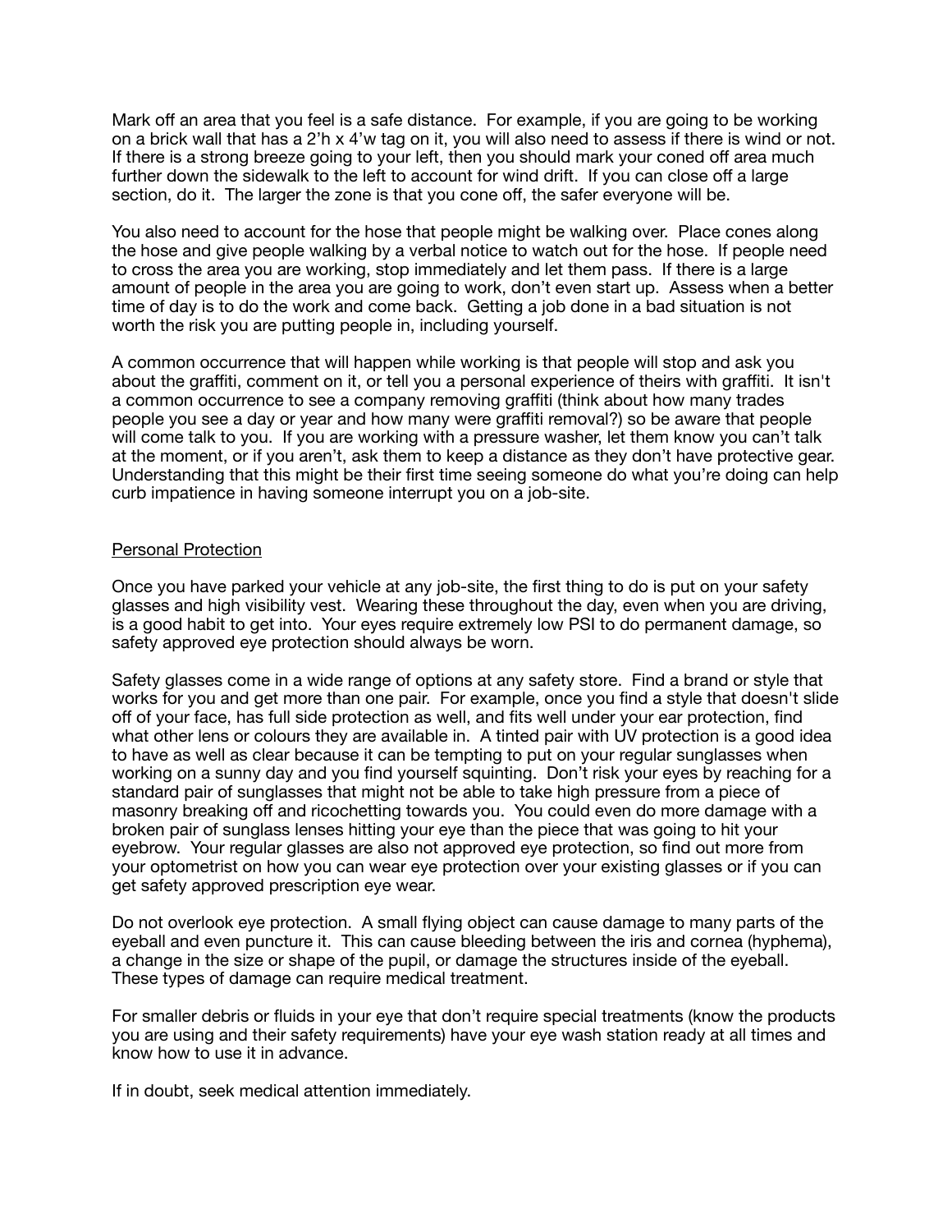Mark off an area that you feel is a safe distance. For example, if you are going to be working on a brick wall that has a 2'h x 4'w tag on it, you will also need to assess if there is wind or not. If there is a strong breeze going to your left, then you should mark your coned off area much further down the sidewalk to the left to account for wind drift. If you can close off a large section, do it. The larger the zone is that you cone off, the safer everyone will be.

You also need to account for the hose that people might be walking over. Place cones along the hose and give people walking by a verbal notice to watch out for the hose. If people need to cross the area you are working, stop immediately and let them pass. If there is a large amount of people in the area you are going to work, don't even start up. Assess when a better time of day is to do the work and come back. Getting a job done in a bad situation is not worth the risk you are putting people in, including yourself.

A common occurrence that will happen while working is that people will stop and ask you about the graffiti, comment on it, or tell you a personal experience of theirs with graffiti. It isn't a common occurrence to see a company removing graffiti (think about how many trades people you see a day or year and how many were graffiti removal?) so be aware that people will come talk to you. If you are working with a pressure washer, let them know you can't talk at the moment, or if you aren't, ask them to keep a distance as they don't have protective gear. Understanding that this might be their first time seeing someone do what you're doing can help curb impatience in having someone interrupt you on a job-site.

## Personal Protection

Once you have parked your vehicle at any job-site, the first thing to do is put on your safety glasses and high visibility vest. Wearing these throughout the day, even when you are driving, is a good habit to get into. Your eyes require extremely low PSI to do permanent damage, so safety approved eye protection should always be worn.

Safety glasses come in a wide range of options at any safety store. Find a brand or style that works for you and get more than one pair. For example, once you find a style that doesn't slide off of your face, has full side protection as well, and fits well under your ear protection, find what other lens or colours they are available in. A tinted pair with UV protection is a good idea to have as well as clear because it can be tempting to put on your regular sunglasses when working on a sunny day and you find yourself squinting. Don't risk your eyes by reaching for a standard pair of sunglasses that might not be able to take high pressure from a piece of masonry breaking off and ricochetting towards you. You could even do more damage with a broken pair of sunglass lenses hitting your eye than the piece that was going to hit your eyebrow. Your regular glasses are also not approved eye protection, so find out more from your optometrist on how you can wear eye protection over your existing glasses or if you can get safety approved prescription eye wear.

Do not overlook eye protection. A small flying object can cause damage to many parts of the eyeball and even puncture it. This can cause bleeding between the iris and cornea (hyphema), a change in the size or shape of the pupil, or damage the structures inside of the eyeball. These types of damage can require medical treatment.

For smaller debris or fluids in your eye that don't require special treatments (know the products you are using and their safety requirements) have your eye wash station ready at all times and know how to use it in advance.

If in doubt, seek medical attention immediately.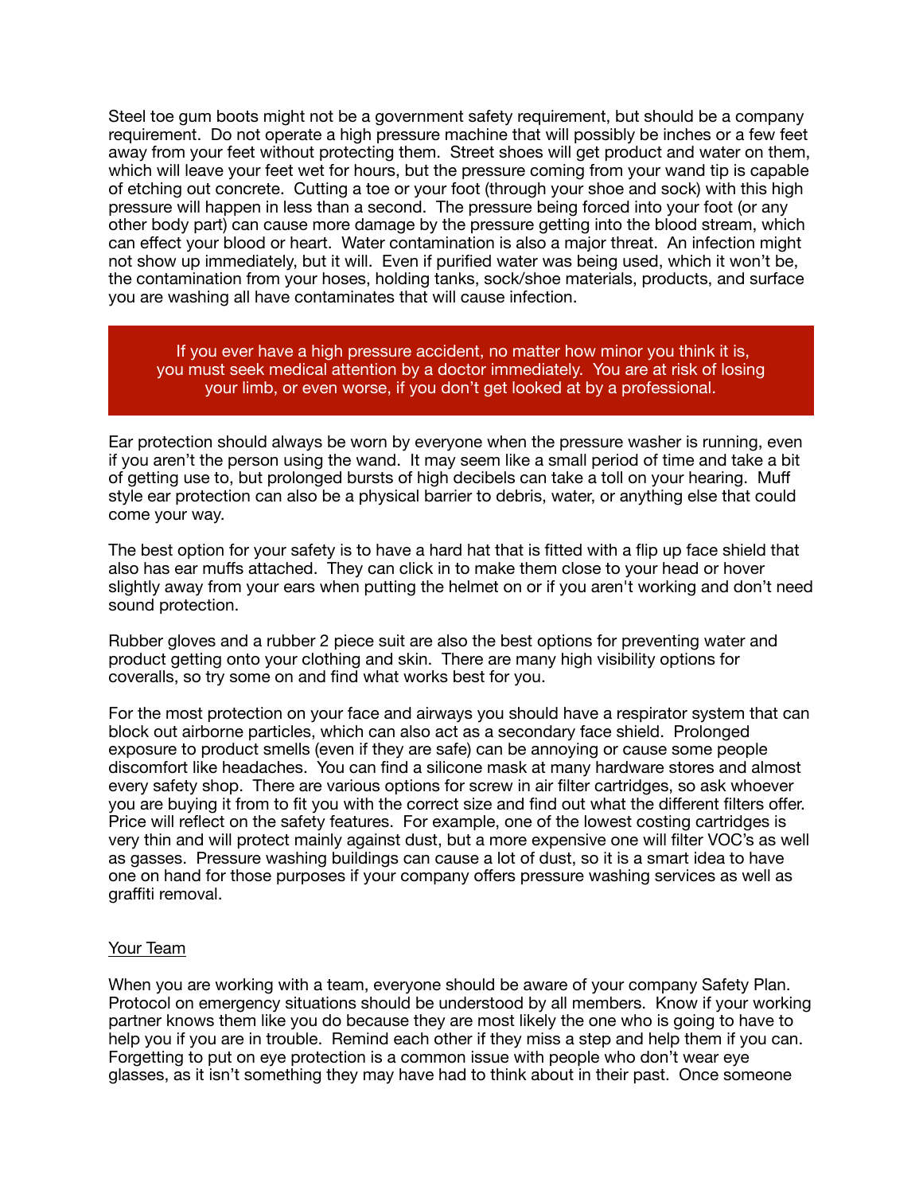Steel toe gum boots might not be a government safety requirement, but should be a company requirement. Do not operate a high pressure machine that will possibly be inches or a few feet away from your feet without protecting them. Street shoes will get product and water on them, which will leave your feet wet for hours, but the pressure coming from your wand tip is capable of etching out concrete. Cutting a toe or your foot (through your shoe and sock) with this high pressure will happen in less than a second. The pressure being forced into your foot (or any other body part) can cause more damage by the pressure getting into the blood stream, which can effect your blood or heart. Water contamination is also a major threat. An infection might not show up immediately, but it will. Even if purified water was being used, which it won't be, the contamination from your hoses, holding tanks, sock/shoe materials, products, and surface you are washing all have contaminates that will cause infection.

> If you ever have a high pressure accident, no matter how minor you think it is, you must seek medical attention by a doctor immediately. You are at risk of losing your limb, or even worse, if you don't get looked at by a professional.

Ear protection should always be worn by everyone when the pressure washer is running, even if you aren't the person using the wand. It may seem like a small period of time and take a bit of getting use to, but prolonged bursts of high decibels can take a toll on your hearing. Muff style ear protection can also be a physical barrier to debris, water, or anything else that could come your way.

The best option for your safety is to have a hard hat that is fitted with a flip up face shield that also has ear muffs attached. They can click in to make them close to your head or hover slightly away from your ears when putting the helmet on or if you aren't working and don't need sound protection.

Rubber gloves and a rubber 2 piece suit are also the best options for preventing water and product getting onto your clothing and skin. There are many high visibility options for coveralls, so try some on and find what works best for you.

For the most protection on your face and airways you should have a respirator system that can block out airborne particles, which can also act as a secondary face shield. Prolonged exposure to product smells (even if they are safe) can be annoying or cause some people discomfort like headaches. You can find a silicone mask at many hardware stores and almost every safety shop. There are various options for screw in air filter cartridges, so ask whoever you are buying it from to fit you with the correct size and find out what the different filters offer. Price will reflect on the safety features. For example, one of the lowest costing cartridges is very thin and will protect mainly against dust, but a more expensive one will filter VOC's as well as gasses. Pressure washing buildings can cause a lot of dust, so it is a smart idea to have one on hand for those purposes if your company offers pressure washing services as well as graffiti removal.

## Your Team

When you are working with a team, everyone should be aware of your company Safety Plan. Protocol on emergency situations should be understood by all members. Know if your working partner knows them like you do because they are most likely the one who is going to have to help you if you are in trouble. Remind each other if they miss a step and help them if you can. Forgetting to put on eye protection is a common issue with people who don't wear eye glasses, as it isn't something they may have had to think about in their past. Once someone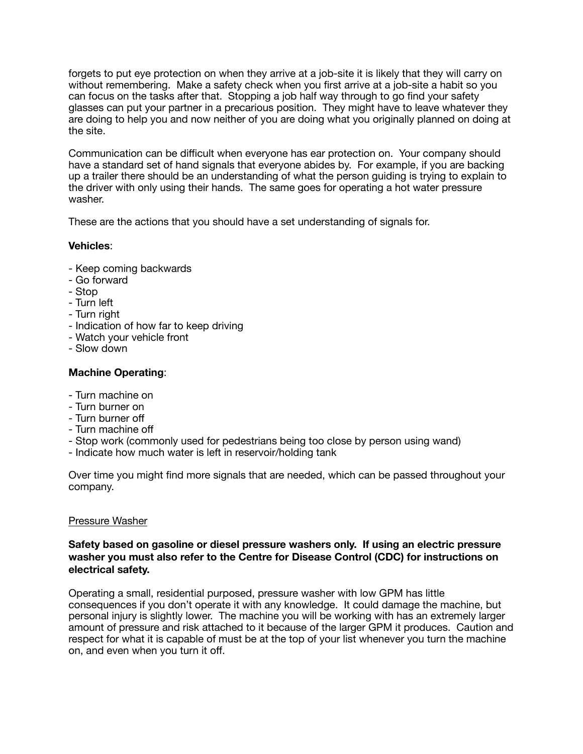forgets to put eye protection on when they arrive at a job-site it is likely that they will carry on without remembering. Make a safety check when you first arrive at a job-site a habit so you can focus on the tasks after that. Stopping a job half way through to go find your safety glasses can put your partner in a precarious position. They might have to leave whatever they are doing to help you and now neither of you are doing what you originally planned on doing at the site.

Communication can be difficult when everyone has ear protection on. Your company should have a standard set of hand signals that everyone abides by. For example, if you are backing up a trailer there should be an understanding of what the person guiding is trying to explain to the driver with only using their hands. The same goes for operating a hot water pressure washer.

These are the actions that you should have a set understanding of signals for.

**Vehicles**:

- Keep coming backwards
- Go forward
- Stop
- Turn left
- Turn right
- Indication of how far to keep driving
- Watch your vehicle front
- Slow down

**Machine Operating**:

- Turn machine on
- Turn burner on
- Turn burner off
- Turn machine off
- Stop work (commonly used for pedestrians being too close by person using wand)
- Indicate how much water is left in reservoir/holding tank

Over time you might find more signals that are needed, which can be passed throughout your company.

<u>Pressure Washer</u>

**Safety based on gasoline or diesel pressure washers only. If using an electric pressure washer you must also refer to the Centre for Disease Control (CDC) for instructions on electrical safety.**

Operating a small, residential purposed, pressure washer with low GPM has little consequences if you don't operate it with any knowledge. It could damage the machine, but personal injury is slightly lower. The machine you will be working with has an extremely larger amount of pressure and risk attached to it because of the larger GPM it produces. Caution and respect for what it is capable of must be at the top of your list whenever you turn the machine on, and even when you turn it off.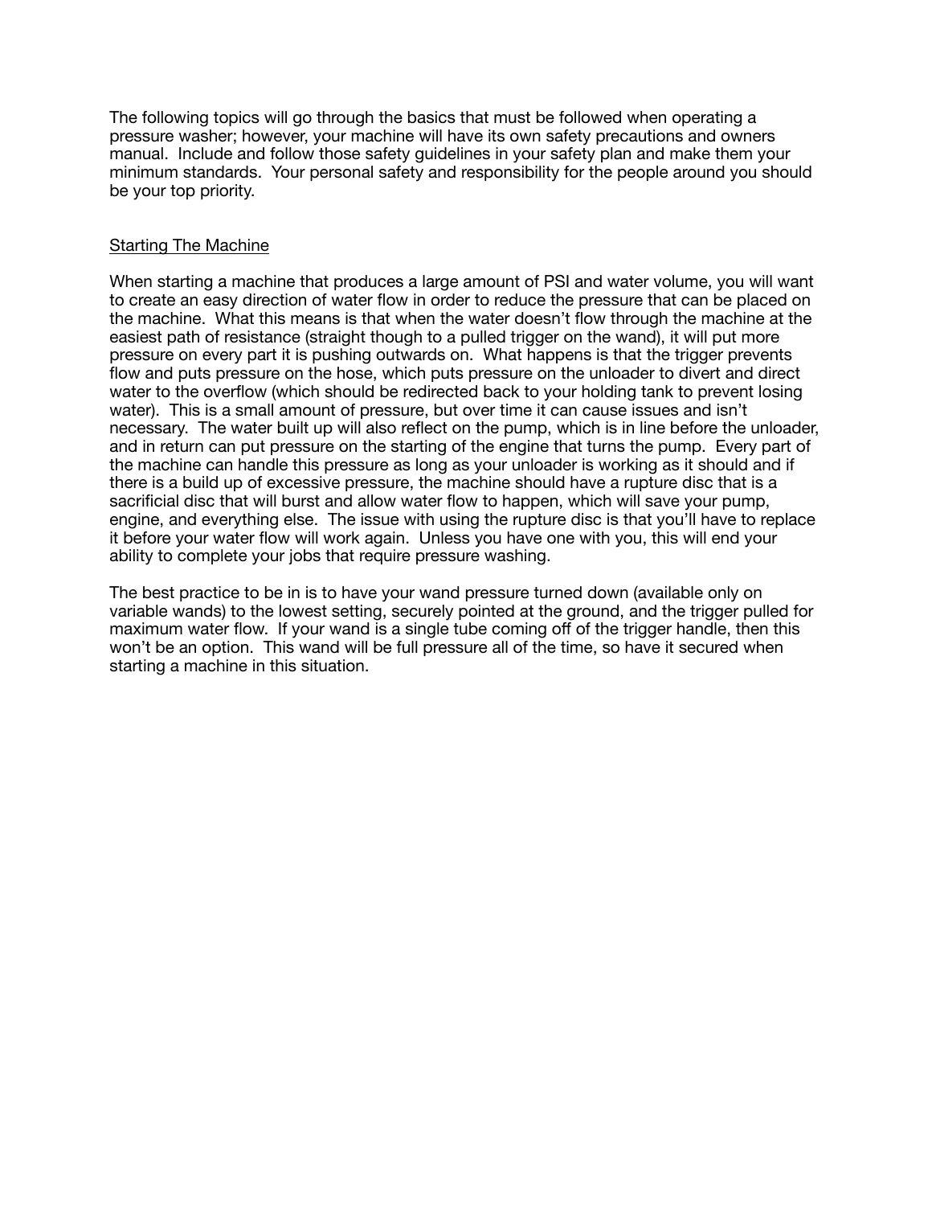The following topics will go through the basics that must be followed when operating a pressure washer; however, your machine will have its own safety precautions and owners manual. Include and follow those safety guidelines in your safety plan and make them your minimum standards. Your personal safety and responsibility for the people around you should be your top priority.

## Starting The Machine

When starting a machine that produces a large amount of PSI and water volume, you will want to create an easy direction of water flow in order to reduce the pressure that can be placed on the machine. What this means is that when the water doesn't flow through the machine at the easiest path of resistance (straight though to a pulled trigger on the wand), it will put more pressure on every part it is pushing outwards on. What happens is that the trigger prevents flow and puts pressure on the hose, which puts pressure on the unloader to divert and direct water to the overflow (which should be redirected back to your holding tank to prevent losing water). This is a small amount of pressure, but over time it can cause issues and isn't necessary. The water built up will also reflect on the pump, which is in line before the unloader, and in return can put pressure on the starting of the engine that turns the pump. Every part of the machine can handle this pressure as long as your unloader is working as it should and if there is a build up of excessive pressure, the machine should have a rupture disc that is a sacrificial disc that will burst and allow water flow to happen, which will save your pump, engine, and everything else. The issue with using the rupture disc is that you'll have to replace it before your water flow will work again. Unless you have one with you, this will end your ability to complete your jobs that require pressure washing.

The best practice to be in is to have your wand pressure turned down (available only on variable wands) to the lowest setting, securely pointed at the ground, and the trigger pulled for maximum water flow. If your wand is a single tube coming off of the trigger handle, then this won't be an option. This wand will be full pressure all of the time, so have it secured when starting a machine in this situation.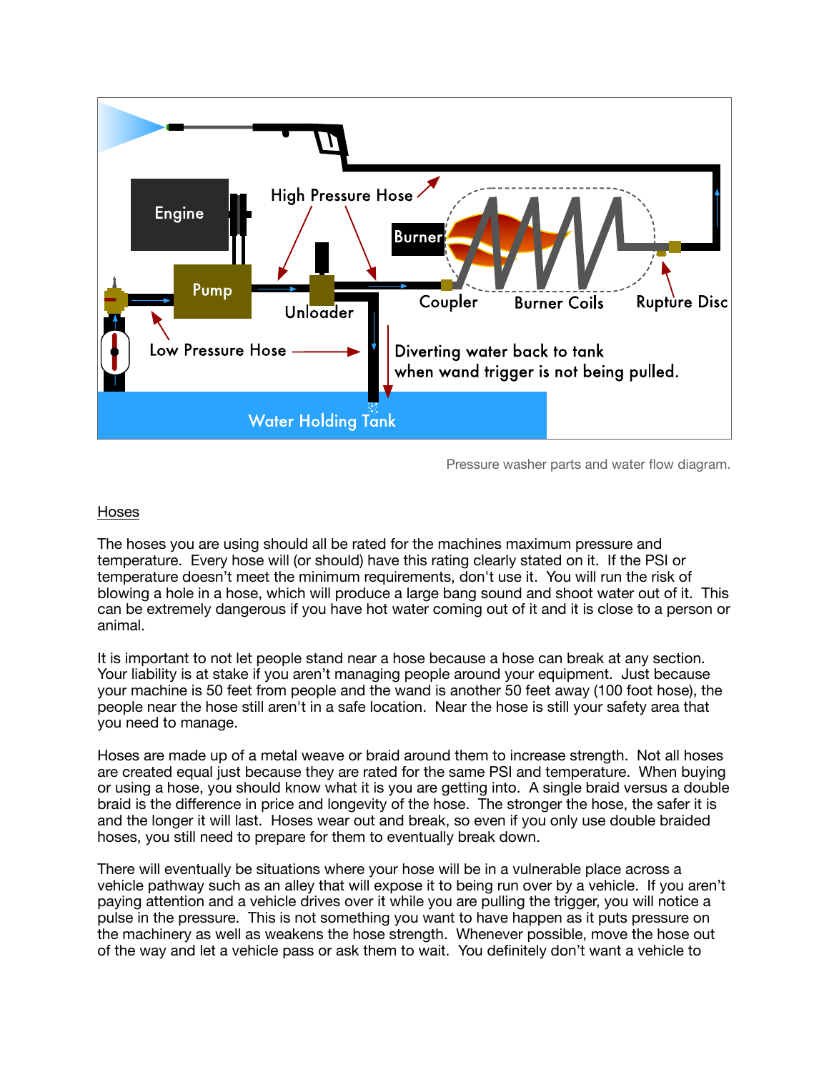Engine

High Pressure Hose

Burner

Pump

Unloader

Coupler

Burner Coils

Rupture Disc

Low Pressure Hose

Diverting water back to tank when wand trigger is not being pulled.

Water Holding Tank

Pressure washer parts and water flow diagram.

## Hoses

The hoses you are using should all be rated for the machines maximum pressure and temperature. Every hose will (or should) have this rating clearly stated on it. If the PSI or temperature doesn't meet the minimum requirements, don't use it. You will run the risk of blowing a hole in a hose, which will produce a large bang sound and shoot water out of it. This can be extremely dangerous if you have hot water coming out of it and it is close to a person or animal.

It is important to not let people stand near a hose because a hose can break at any section. Your liability is at stake if you aren't managing people around your equipment. Just because your machine is 50 feet from people and the wand is another 50 feet away (100 foot hose), the people near the hose still aren't in a safe location. Near the hose is still your safety area that you need to manage.

Hoses are made up of a metal weave or braid around them to increase strength. Not all hoses are created equal just because they are rated for the same PSI and temperature. When buying or using a hose, you should know what it is you are getting into. A single braid versus a double braid is the difference in price and longevity of the hose. The stronger the hose, the safer it is and the longer it will last. Hoses wear out and break, so even if you only use double braided hoses, you still need to prepare for them to eventually break down.

There will eventually be situations where your hose will be in a vulnerable place across a vehicle pathway such as an alley that will expose it to being run over by a vehicle. If you aren't paying attention and a vehicle drives over it while you are pulling the trigger, you will notice a pulse in the pressure. This is not something you want to have happen as it puts pressure on the machinery as well as weakens the hose strength. Whenever possible, move the hose out of the way and let a vehicle pass or ask them to wait. You definitely don't want a vehicle to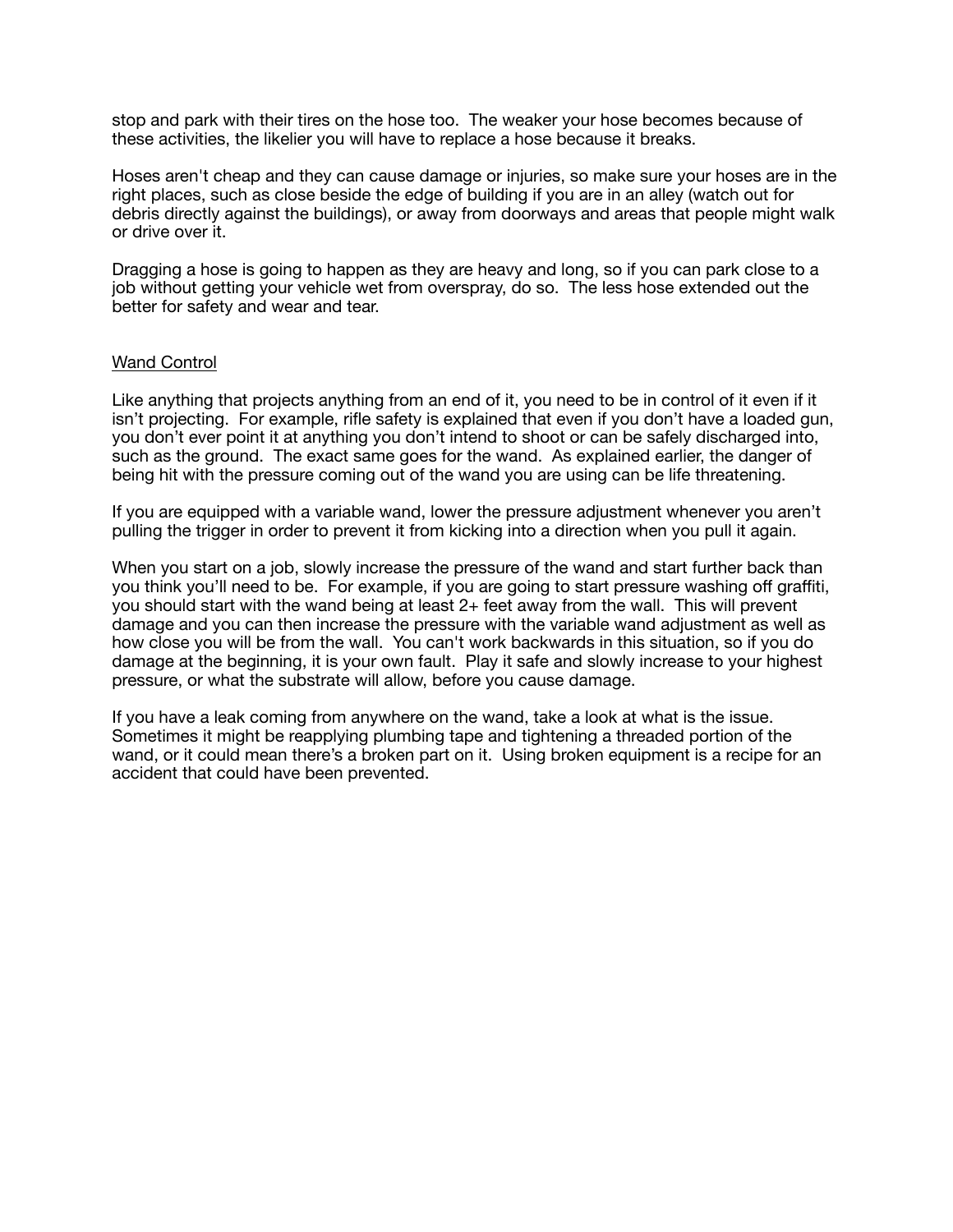stop and park with their tires on the hose too. The weaker your hose becomes because of these activities, the likelier you will have to replace a hose because it breaks.

Hoses aren't cheap and they can cause damage or injuries, so make sure your hoses are in the right places, such as close beside the edge of building if you are in an alley (watch out for debris directly against the buildings), or away from doorways and areas that people might walk or drive over it.

Dragging a hose is going to happen as they are heavy and long, so if you can park close to a job without getting your vehicle wet from overspray, do so. The less hose extended out the better for safety and wear and tear.

## Wand Control

Like anything that projects anything from an end of it, you need to be in control of it even if it isn't projecting. For example, rifle safety is explained that even if you don't have a loaded gun, you don't ever point it at anything you don't intend to shoot or can be safely discharged into, such as the ground. The exact same goes for the wand. As explained earlier, the danger of being hit with the pressure coming out of the wand you are using can be life threatening.

If you are equipped with a variable wand, lower the pressure adjustment whenever you aren't pulling the trigger in order to prevent it from kicking into a direction when you pull it again.

When you start on a job, slowly increase the pressure of the wand and start further back than you think you'll need to be. For example, if you are going to start pressure washing off graffiti, you should start with the wand being at least 2+ feet away from the wall. This will prevent damage and you can then increase the pressure with the variable wand adjustment as well as how close you will be from the wall. You can't work backwards in this situation, so if you do damage at the beginning, it is your own fault. Play it safe and slowly increase to your highest pressure, or what the substrate will allow, before you cause damage.

If you have a leak coming from anywhere on the wand, take a look at what is the issue. Sometimes it might be reapplying plumbing tape and tightening a threaded portion of the wand, or it could mean there's a broken part on it. Using broken equipment is a recipe for an accident that could have been prevented.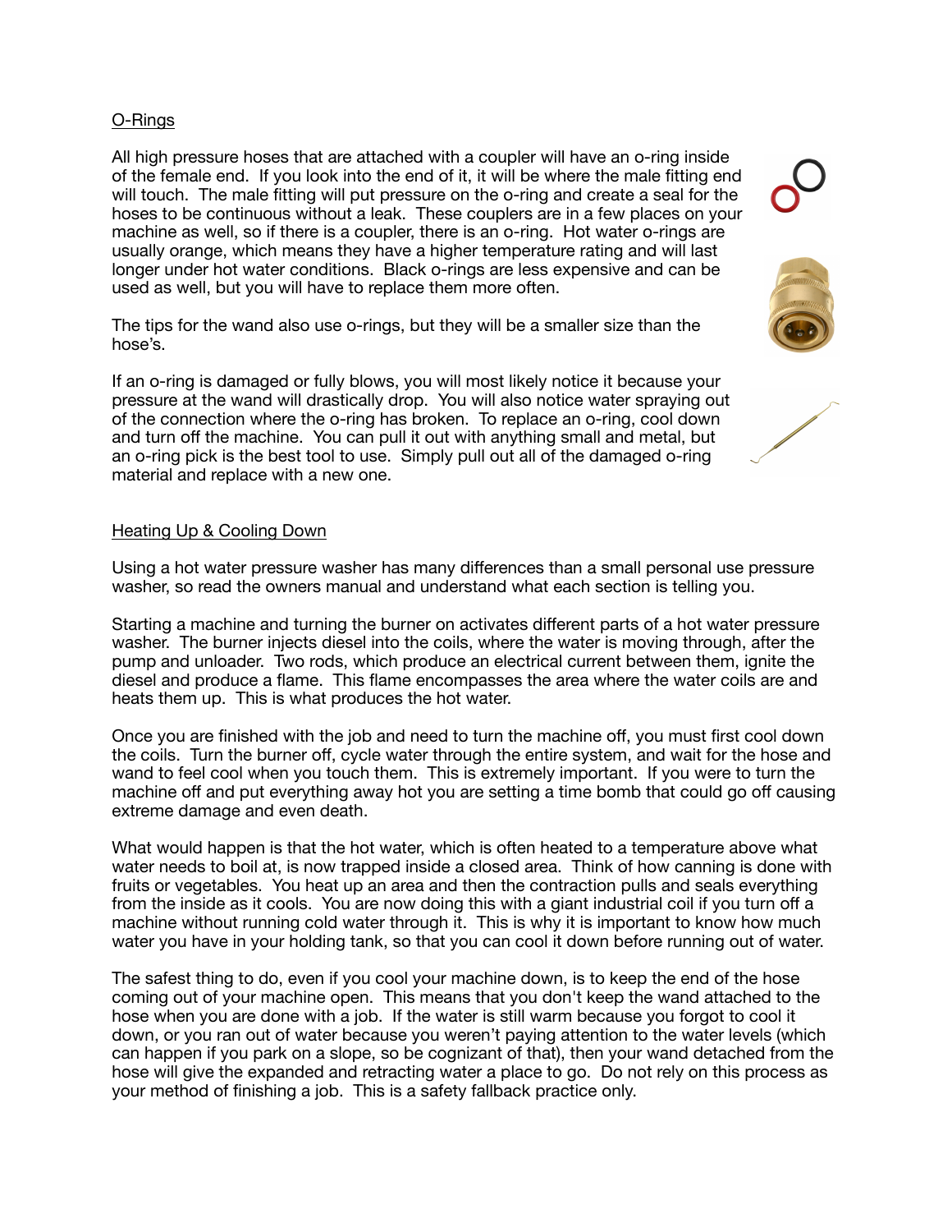## O-Rings

All high pressure hoses that are attached with a coupler will have an o-ring inside of the female end. If you look into the end of it, it will be where the male fitting end will touch. The male fitting will put pressure on the o-ring and create a seal for the hoses to be continuous without a leak. These couplers are in a few places on your machine as well, so if there is a coupler, there is an o-ring. Hot water o-rings are usually orange, which means they have a higher temperature rating and will last longer under hot water conditions. Black o-rings are less expensive and can be used as well, but you will have to replace them more often.

The tips for the wand also use o-rings, but they will be a smaller size than the hose's.

If an o-ring is damaged or fully blows, you will most likely notice it because your pressure at the wand will drastically drop. You will also notice water spraying out of the connection where the o-ring has broken. To replace an o-ring, cool down and turn off the machine. You can pull it out with anything small and metal, but an o-ring pick is the best tool to use. Simply pull out all of the damaged o-ring material and replace with a new one.

## Heating Up & Cooling Down

Using a hot water pressure washer has many differences than a small personal use pressure washer, so read the owners manual and understand what each section is telling you.

Starting a machine and turning the burner on activates different parts of a hot water pressure washer. The burner injects diesel into the coils, where the water is moving through, after the pump and unloader. Two rods, which produce an electrical current between them, ignite the diesel and produce a flame. This flame encompasses the area where the water coils are and heats them up. This is what produces the hot water.

Once you are finished with the job and need to turn the machine off, you must first cool down the coils. Turn the burner off, cycle water through the entire system, and wait for the hose and wand to feel cool when you touch them. This is extremely important. If you were to turn the machine off and put everything away hot you are setting a time bomb that could go off causing extreme damage and even death.

What would happen is that the hot water, which is often heated to a temperature above what water needs to boil at, is now trapped inside a closed area. Think of how canning is done with fruits or vegetables. You heat up an area and then the contraction pulls and seals everything from the inside as it cools. You are now doing this with a giant industrial coil if you turn off a machine without running cold water through it. This is why it is important to know how much water you have in your holding tank, so that you can cool it down before running out of water.

The safest thing to do, even if you cool your machine down, is to keep the end of the hose coming out of your machine open. This means that you don't keep the wand attached to the hose when you are done with a job. If the water is still warm because you forgot to cool it down, or you ran out of water because you weren't paying attention to the water levels (which can happen if you park on a slope, so be cognizant of that), then your wand detached from the hose will give the expanded and retracting water a place to go. Do not rely on this process as your method of finishing a job. This is a safety fallback practice only.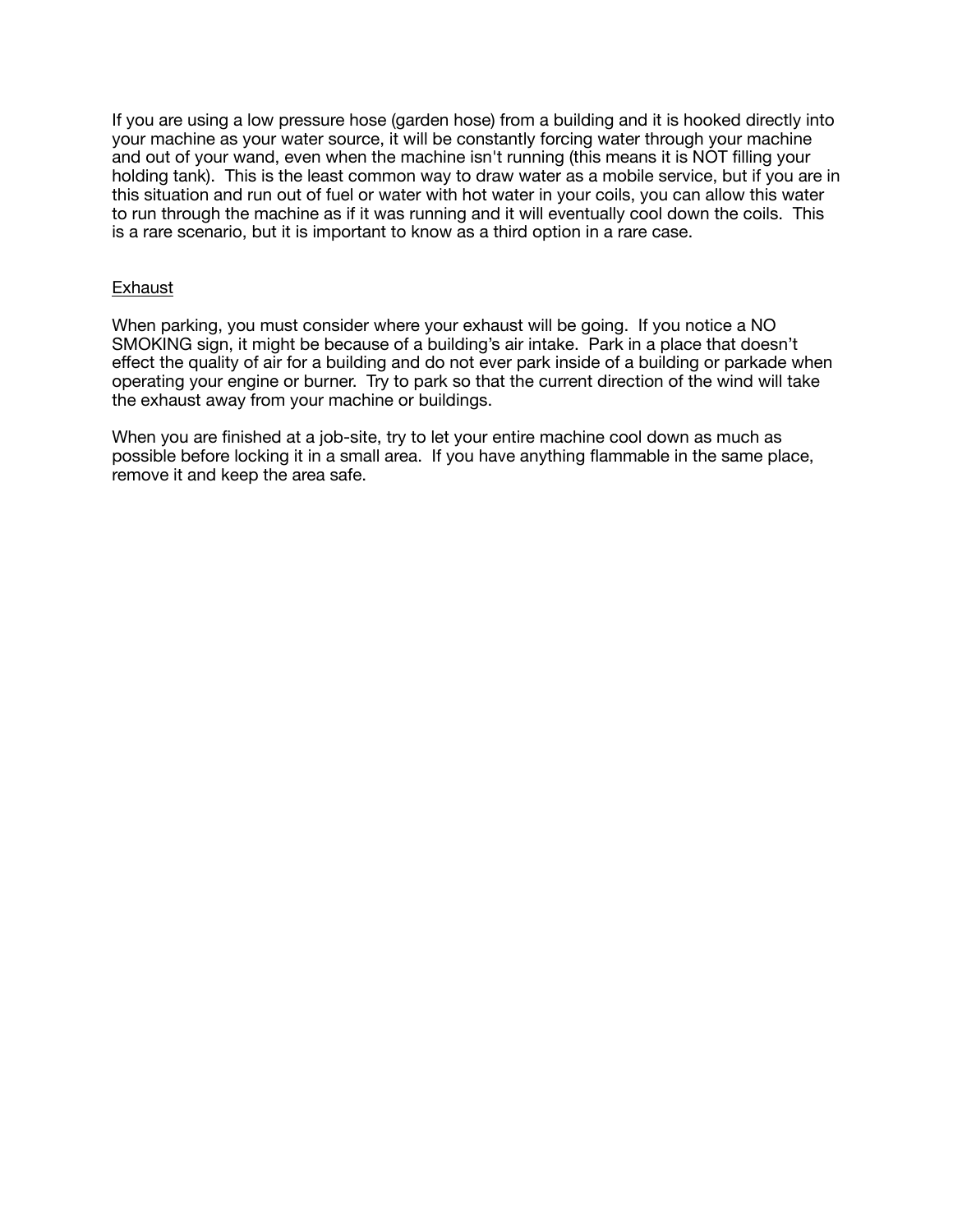If you are using a low pressure hose (garden hose) from a building and it is hooked directly into your machine as your water source, it will be constantly forcing water through your machine and out of your wand, even when the machine isn't running (this means it is NOT filling your holding tank). This is the least common way to draw water as a mobile service, but if you are in this situation and run out of fuel or water with hot water in your coils, you can allow this water to run through the machine as if it was running and it will eventually cool down the coils. This is a rare scenario, but it is important to know as a third option in a rare case.

## Exhaust

When parking, you must consider where your exhaust will be going. If you notice a NO SMOKING sign, it might be because of a building's air intake. Park in a place that doesn't effect the quality of air for a building and do not ever park inside of a building or parkade when operating your engine or burner. Try to park so that the current direction of the wind will take the exhaust away from your machine or buildings.

When you are finished at a job-site, try to let your entire machine cool down as much as possible before locking it in a small area. If you have anything flammable in the same place, remove it and keep the area safe.